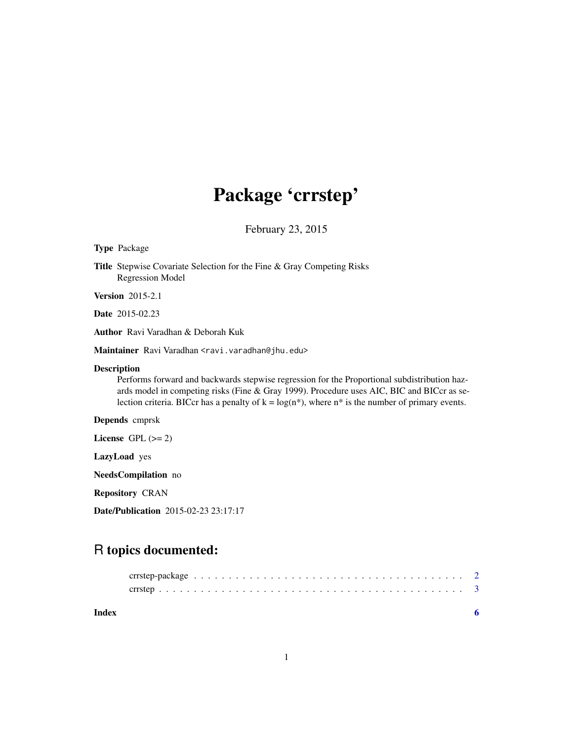# Package 'crrstep'

February 23, 2015

**Type** Package

**Title** Stepwise Covariate Selection for the Fine & Gray Competing Risks Regression Model

**Version** 2015-2.1

**Date** 2015-02.23

**Author** Ravi Varadhan & Deborah Kuk

**Maintainer** Ravi Varadhan <ravi.varadhan@jhu.edu>

**Description** Performs forward and backwards stepwise regression for the Proportional subdistribution hazards model in competing risks (Fine & Gray 1999). Procedure uses AIC, BIC and BICcr as selection criteria. BICcr has a penalty of k = log(n*), where n* is the number of primary events.

**Depends** cmprsk

**License** GPL (>= 2)

**LazyLoad** yes

**NeedsCompilation** no

**Repository** CRAN

**Date/Publication** 2015-02-23 23:17:17

## R topics documented:

crrstep-package . . . . . . . . . . . . . . . . . . . . . . . . . . . . . . . . . . . . . . 2
crrstep . . . . . . . . . . . . . . . . . . . . . . . . . . . . . . . . . . . . . . . . . . . 3

**Index** **6**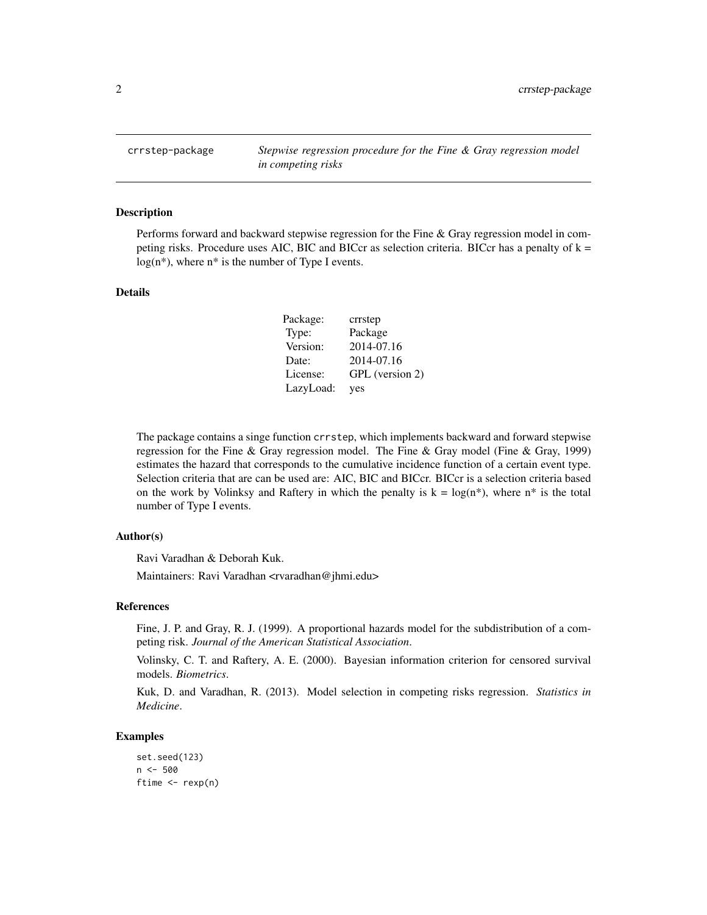crrstep-package *Stepwise regression procedure for the Fine & Gray regression model in competing risks*

### Description

Performs forward and backward stepwise regression for the Fine & Gray regression model in competing risks. Procedure uses AIC, BIC and BICcr as selection criteria. BICcr has a penalty of $k = \log(n^*)$, where $n^*$ is the number of Type I events.

### Details

| | |
|---|---|
| Package: | crrstep |
| Type: | Package |
| Version: | 2014-07.16 |
| Date: | 2014-07.16 |
| License: | GPL (version 2) |
| LazyLoad: | yes |

The package contains a singe function `crrstep`, which implements backward and forward stepwise regression for the Fine & Gray regression model. The Fine & Gray model (Fine & Gray, 1999) estimates the hazard that corresponds to the cumulative incidence function of a certain event type. Selection criteria that are can be used are: AIC, BIC and BICcr. BICcr is a selection criteria based on the work by Volinksy and Raftery in which the penalty is $k = \log(n^*)$, where $n^*$ is the total number of Type I events.

### Author(s)

Ravi Varadhan & Deborah Kuk.

Maintainers: Ravi Varadhan <rvaradhan@jhmi.edu>

### References

Fine, J. P. and Gray, R. J. (1999). A proportional hazards model for the subdistribution of a competing risk. *Journal of the American Statistical Association*.

Volinsky, C. T. and Raftery, A. E. (2000). Bayesian information criterion for censored survival models. *Biometrics*.

Kuk, D. and Varadhan, R. (2013). Model selection in competing risks regression. *Statistics in Medicine*.

### Examples

```
set.seed(123)
n <- 500
ftime <- rexp(n)
```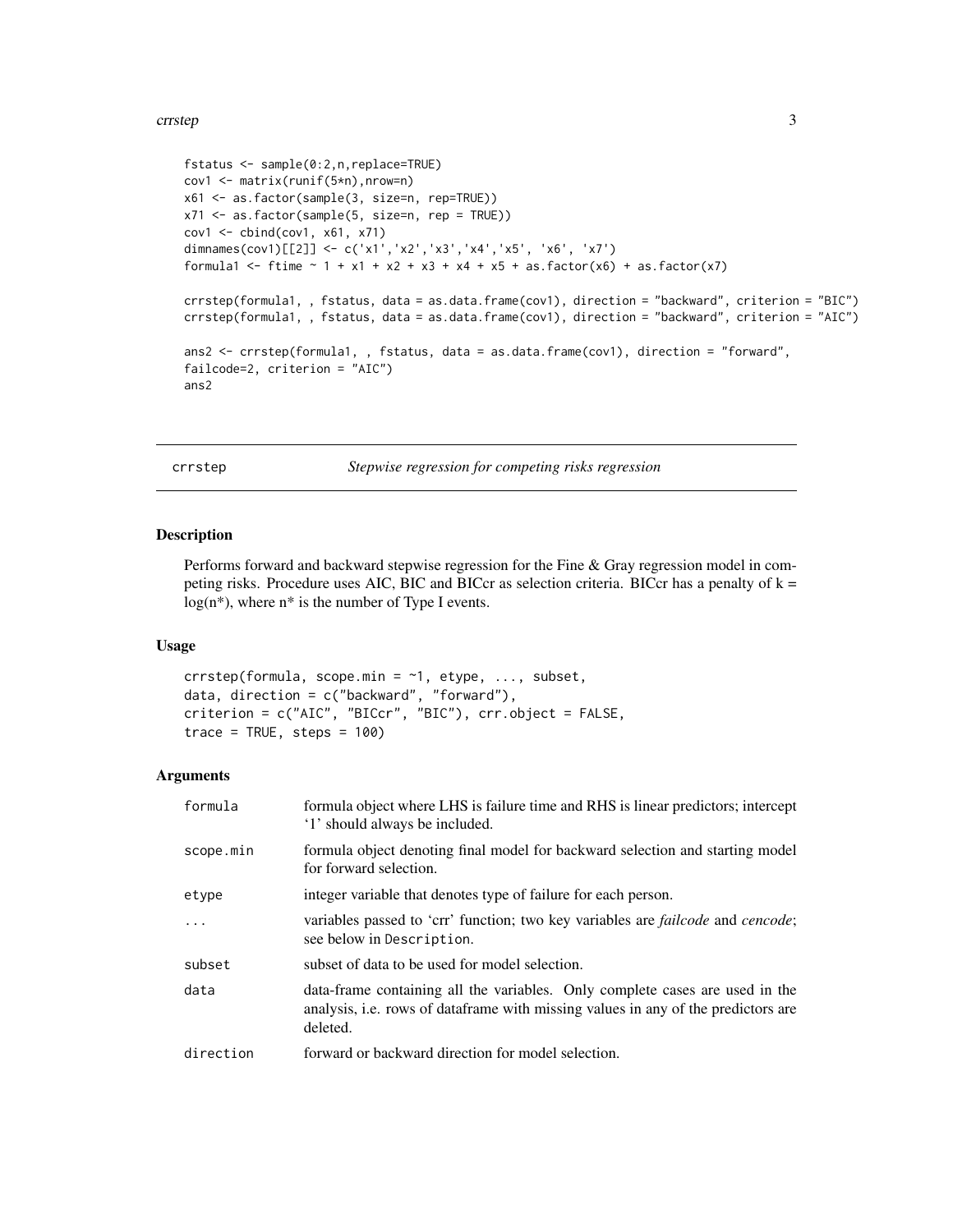```
fstatus <- sample(0:2,n,replace=TRUE)
cov1 <- matrix(runif(5*n),nrow=n)
x61 <- as.factor(sample(3, size=n, rep=TRUE))
x71 <- as.factor(sample(5, size=n, rep = TRUE))
cov1 <- cbind(cov1, x61, x71)
dimnames(cov1)[[2]] <- c('x1','x2','x3','x4','x5', 'x6', 'x7')
formula1 <- ftime ~ 1 + x1 + x2 + x3 + x4 + x5 + as.factor(x6) + as.factor(x7)

crrstep(formula1, , fstatus, data = as.data.frame(cov1), direction = "backward", criterion = "BIC")
crrstep(formula1, , fstatus, data = as.data.frame(cov1), direction = "backward", criterion = "AIC")

ans2 <- crrstep(formula1, , fstatus, data = as.data.frame(cov1), direction = "forward",
failcode=2, criterion = "AIC")
ans2
```

---

## crrstep — *Stepwise regression for competing risks regression*

### Description

Performs forward and backward stepwise regression for the Fine & Gray regression model in competing risks. Procedure uses AIC, BIC and BICcr as selection criteria. BICcr has a penalty of k = log(n*), where n* is the number of Type I events.

### Usage

```
crrstep(formula, scope.min = ~1, etype, ..., subset,
data, direction = c("backward", "forward"),
criterion = c("AIC", "BICcr", "BIC"), crr.object = FALSE,
trace = TRUE, steps = 100)
```

### Arguments

| | |
|---|---|
| `formula` | formula object where LHS is failure time and RHS is linear predictors; intercept '1' should always be included. |
| `scope.min` | formula object denoting final model for backward selection and starting model for forward selection. |
| `etype` | integer variable that denotes type of failure for each person. |
| `...` | variables passed to 'crr' function; two key variables are *failcode* and *cencode*; see below in `Description`. |
| `subset` | subset of data to be used for model selection. |
| `data` | data-frame containing all the variables. Only complete cases are used in the analysis, i.e. rows of dataframe with missing values in any of the predictors are deleted. |
| `direction` | forward or backward direction for model selection. |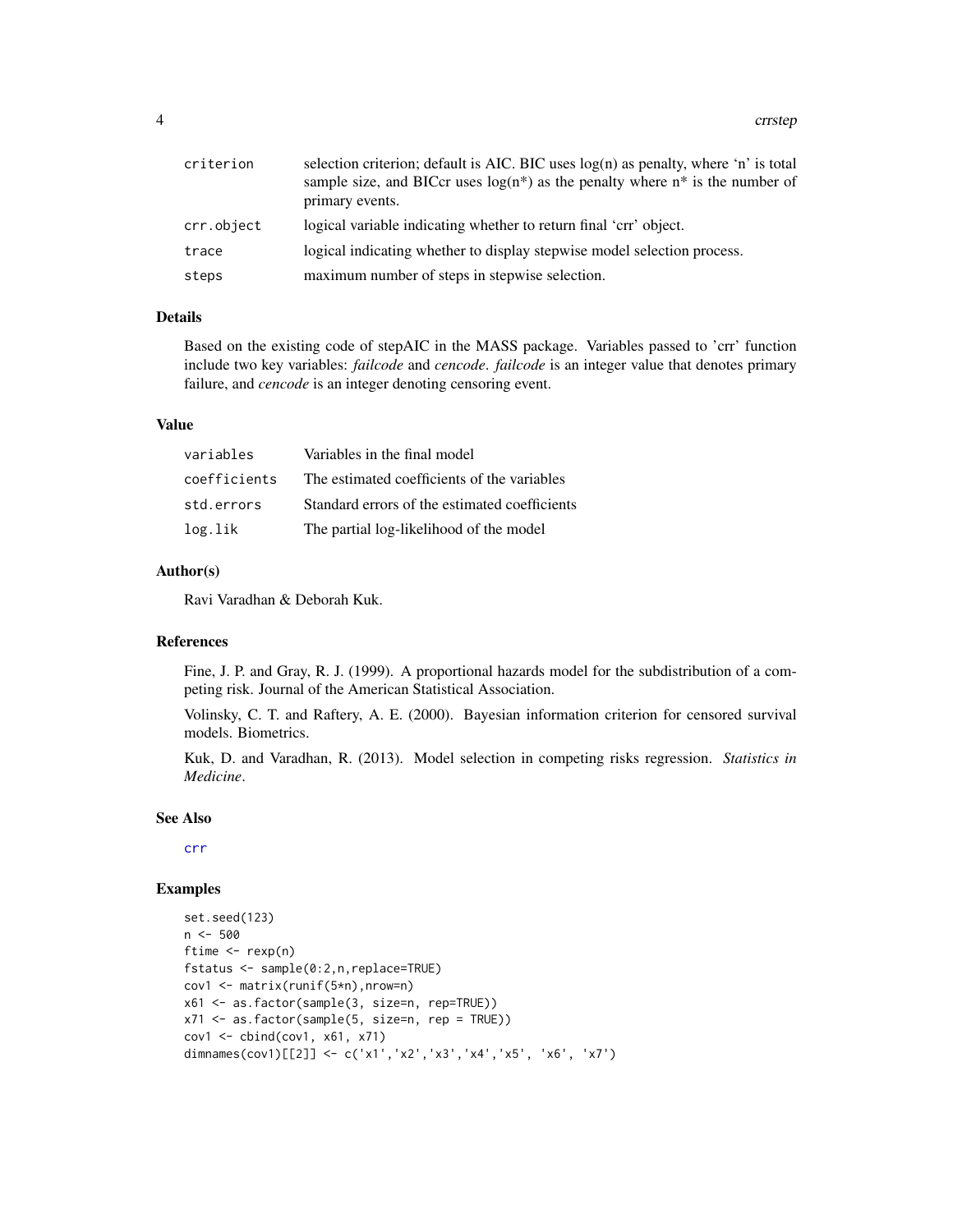| | |
|---|---|
| criterion | selection criterion; default is AIC. BIC uses log(n) as penalty, where 'n' is total sample size, and BICcr uses log(n*) as the penalty where n* is the number of primary events. |
| crr.object | logical variable indicating whether to return final 'crr' object. |
| trace | logical indicating whether to display stepwise model selection process. |
| steps | maximum number of steps in stepwise selection. |

## Details

Based on the existing code of stepAIC in the MASS package. Variables passed to 'crr' function include two key variables: *failcode* and *cencode*. *failcode* is an integer value that denotes primary failure, and *cencode* is an integer denoting censoring event.

## Value

| | |
|---|---|
| variables | Variables in the final model |
| coefficients | The estimated coefficients of the variables |
| std.errors | Standard errors of the estimated coefficients |
| log.lik | The partial log-likelihood of the model |

## Author(s)

Ravi Varadhan & Deborah Kuk.

## References

Fine, J. P. and Gray, R. J. (1999). A proportional hazards model for the subdistribution of a competing risk. Journal of the American Statistical Association.

Volinsky, C. T. and Raftery, A. E. (2000). Bayesian information criterion for censored survival models. Biometrics.

Kuk, D. and Varadhan, R. (2013). Model selection in competing risks regression. *Statistics in Medicine*.

## See Also

crr

## Examples

```
set.seed(123)
n <- 500
ftime <- rexp(n)
fstatus <- sample(0:2,n,replace=TRUE)
cov1 <- matrix(runif(5*n),nrow=n)
x61 <- as.factor(sample(3, size=n, rep=TRUE))
x71 <- as.factor(sample(5, size=n, rep = TRUE))
cov1 <- cbind(cov1, x61, x71)
dimnames(cov1)[[2]] <- c('x1','x2','x3','x4','x5', 'x6', 'x7')
```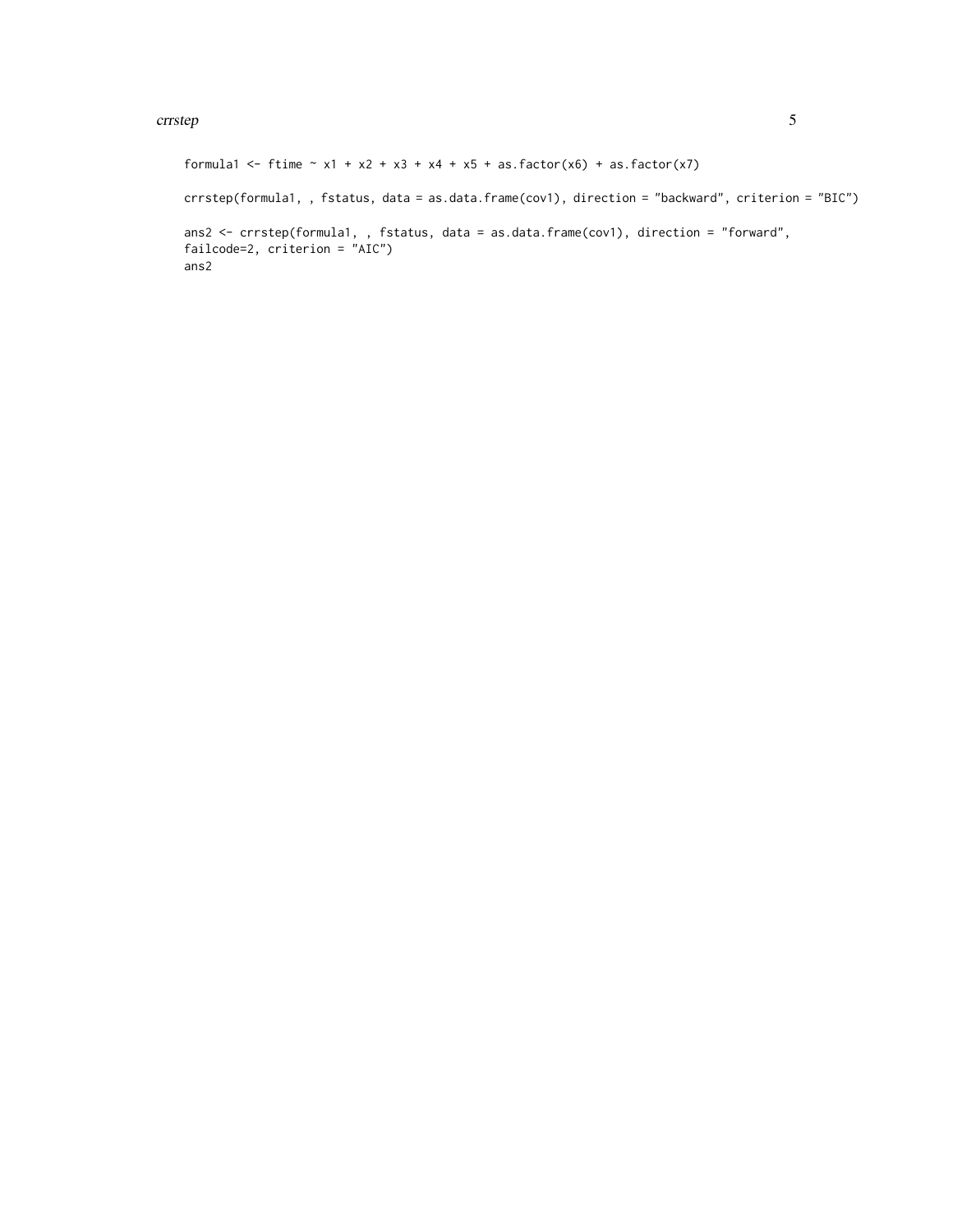```
formula1 <- ftime ~ x1 + x2 + x3 + x4 + x5 + as.factor(x6) + as.factor(x7)

crrstep(formula1, , fstatus, data = as.data.frame(cov1), direction = "backward", criterion = "BIC")

ans2 <- crrstep(formula1, , fstatus, data = as.data.frame(cov1), direction = "forward",
failcode=2, criterion = "AIC")
ans2
```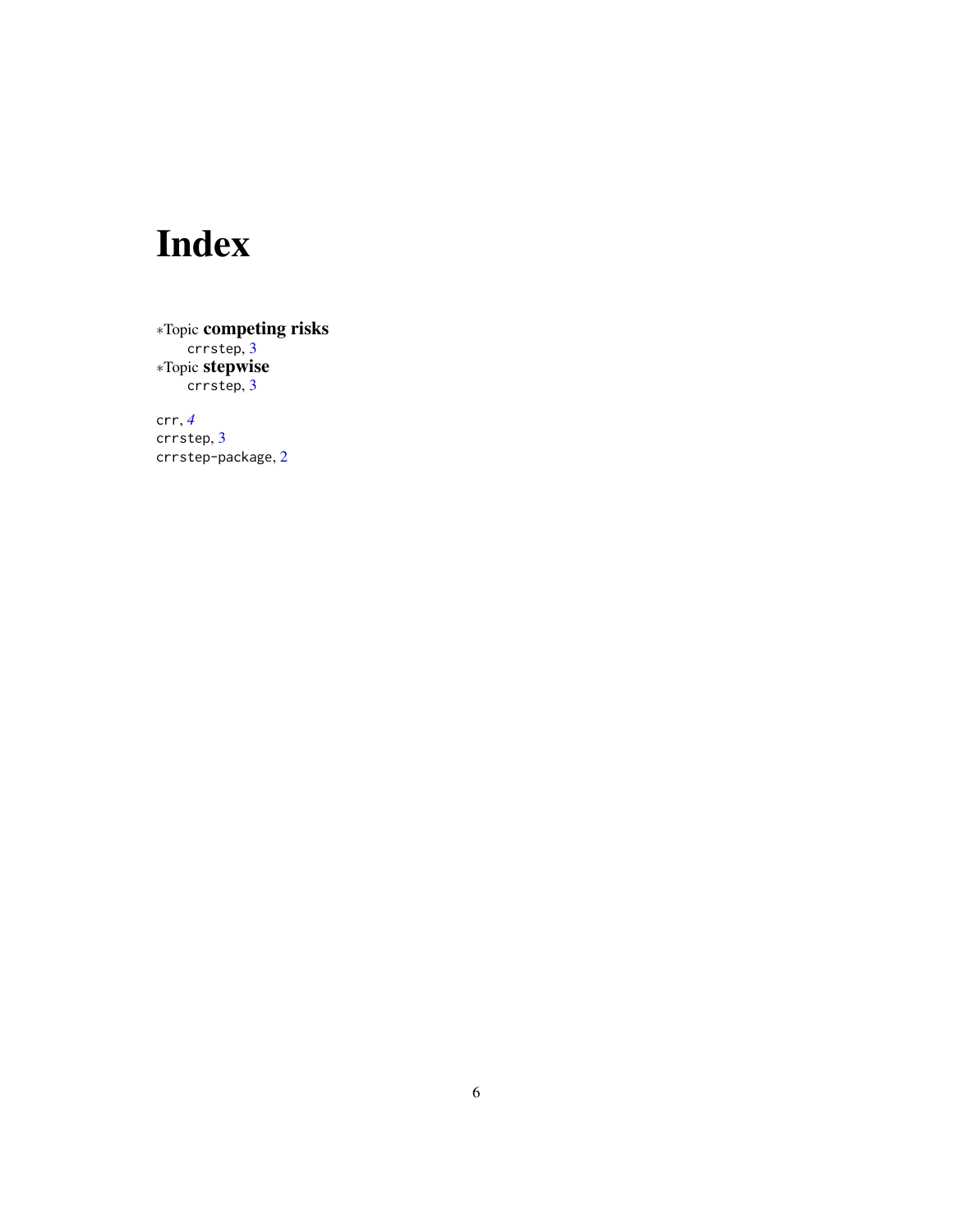# Index

∗Topic **competing risks**
    crrstep, 3
∗Topic **stepwise**
    crrstep, 3

crr, *4*
crrstep, 3
crrstep-package, 2